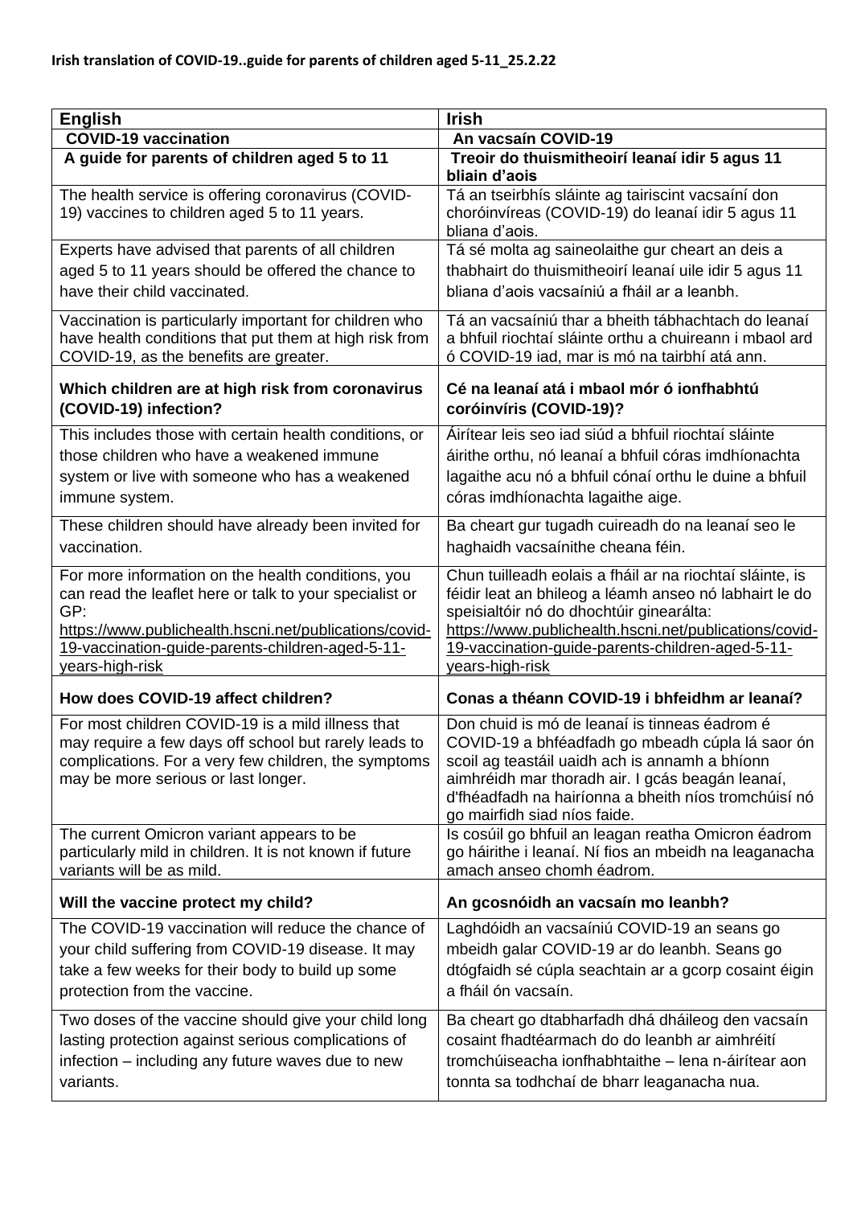**Irish translation of COVID-19..guide for parents of children aged 5-11_25.2.22**

| English | Irish |
| --- | --- |
| **COVID-19 vaccination** | **An vacsaín COVID-19** |
| **A guide for parents of children aged 5 to 11** | **Treoir do thuismitheoirí leanaí idir 5 agus 11 bliain d'aois** |
| The health service is offering coronavirus (COVID-19) vaccines to children aged 5 to 11 years. | Tá an tseirbhís sláinte ag tairiscint vacsaíní don choróinvíreas (COVID-19) do leanaí idir 5 agus 11 bliana d'aois. |
| Experts have advised that parents of all children aged 5 to 11 years should be offered the chance to have their child vaccinated. | Tá sé molta ag saineolaithe gur cheart an deis a thabhairt do thuismitheoirí leanaí uile idir 5 agus 11 bliana d'aois vacsaíniú a fháil ar a leanbh. |
| Vaccination is particularly important for children who have health conditions that put them at high risk from COVID-19, as the benefits are greater. | Tá an vacsaíniú thar a bheith tábhachtach do leanaí a bhfuil riochtaí sláinte orthu a chuireann i mbaol ard ó COVID-19 iad, mar is mó na tairbhí atá ann. |
| **Which children are at high risk from coronavirus (COVID-19) infection?** | **Cé na leanaí atá i mbaol mór ó ionfhabhtú coróinvíris (COVID-19)?** |
| This includes those with certain health conditions, or those children who have a weakened immune system or live with someone who has a weakened immune system. | Áirítear leis seo iad siúd a bhfuil riochtaí sláinte áirithe orthu, nó leanaí a bhfuil córas imdhíonachta lagaithe acu nó a bhfuil cónaí orthu le duine a bhfuil córas imdhíonachta lagaithe aige. |
| These children should have already been invited for vaccination. | Ba cheart gur tugadh cuireadh do na leanaí seo le haghaidh vacsaínithe cheana féin. |
| For more information on the health conditions, you can read the leaflet here or talk to your specialist or GP: https://www.publichealth.hscni.net/publications/covid-19-vaccination-guide-parents-children-aged-5-11-years-high-risk | Chun tuilleadh eolais a fháil ar na riochtaí sláinte, is féidir leat an bhileog a léamh anseo nó labhairt le do speisialtóir nó do dhochtúir ginearálta: https://www.publichealth.hscni.net/publications/covid-19-vaccination-guide-parents-children-aged-5-11-years-high-risk |
| **How does COVID-19 affect children?** | **Conas a théann COVID-19 i bhfeidhm ar leanaí?** |
| For most children COVID-19 is a mild illness that may require a few days off school but rarely leads to complications. For a very few children, the symptoms may be more serious or last longer. | Don chuid is mó de leanaí is tinneas éadrom é COVID-19 a bhféadfadh go mbeadh cúpla lá saor ón scoil ag teastáil uaidh ach is annamh a bhíonn aimhréidh mar thoradh air. I gcás beagán leanaí, d'fhéadfadh na hairíonna a bheith níos tromchúisí nó go mairfidh siad níos faide. |
| The current Omicron variant appears to be particularly mild in children. It is not known if future variants will be as mild. | Is cosúil go bhfuil an leagan reatha Omicron éadrom go háirithe i leanaí. Ní fios an mbeidh na leaganacha amach anseo chomh éadrom. |
| **Will the vaccine protect my child?** | **An gcosnóidh an vacsaín mo leanbh?** |
| The COVID-19 vaccination will reduce the chance of your child suffering from COVID-19 disease. It may take a few weeks for their body to build up some protection from the vaccine. | Laghdóidh an vacsaíniú COVID-19 an seans go mbeidh galar COVID-19 ar do leanbh. Seans go dtógfaidh sé cúpla seachtain ar a gcorp cosaint éigin a fháil ón vacsaín. |
| Two doses of the vaccine should give your child long lasting protection against serious complications of infection – including any future waves due to new variants. | Ba cheart go dtabharfadh dhá dháileog den vacsaín cosaint fhadtéarmach do do leanbh ar aimhréití tromchúiseacha ionfhabhtaithe – lena n-áirítear aon tonnta sa todhchaí de bharr leaganacha nua. |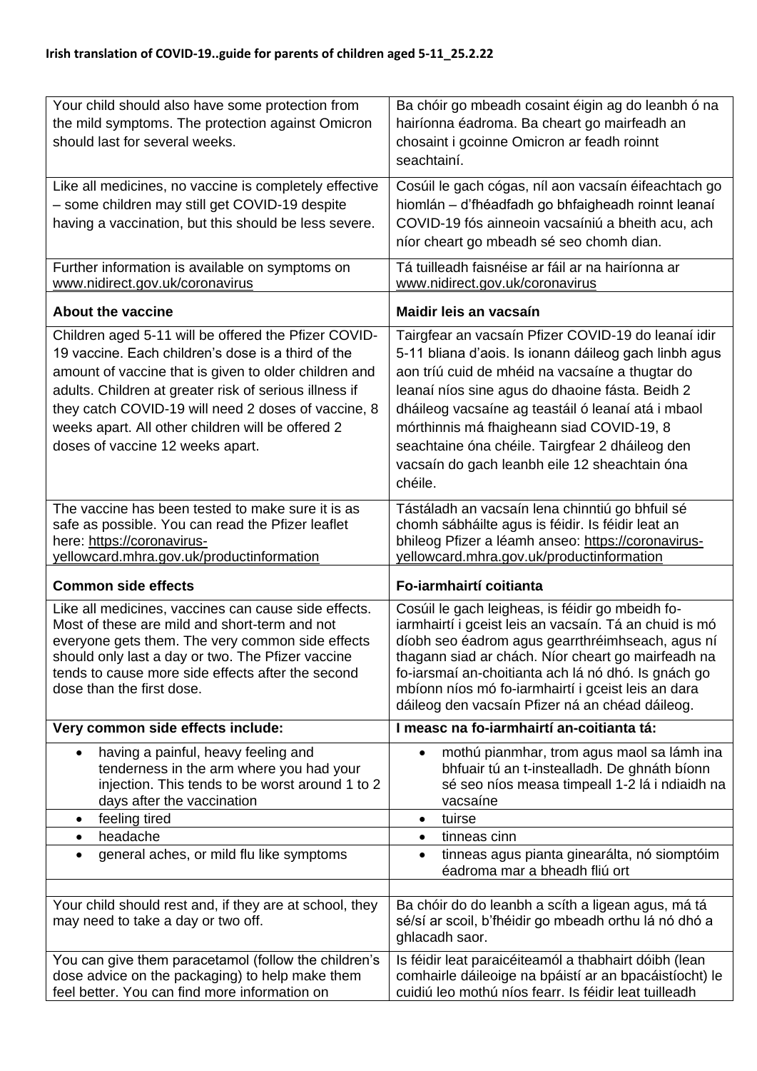**Irish translation of COVID-19..guide for parents of children aged 5-11_25.2.22**

| | |
|---|---|
| Your child should also have some protection from the mild symptoms. The protection against Omicron should last for several weeks. | Ba chóir go mbeadh cosaint éigin ag do leanbh ó na hairíonna éadroma. Ba cheart go mairfeadh an chosaint i gcoinne Omicron ar feadh roinnt seachtainí. |
| Like all medicines, no vaccine is completely effective – some children may still get COVID-19 despite having a vaccination, but this should be less severe. | Cosúil le gach cógas, níl aon vacsaín éifeachtach go hiomlán – d'fhéadfadh go bhfaigheadh roinnt leanaí COVID-19 fós ainneoin vacsaíniú a bheith acu, ach níor cheart go mbeadh sé seo chomh dian. |
| Further information is available on symptoms on www.nidirect.gov.uk/coronavirus | Tá tuilleadh faisnéise ar fáil ar na hairíonna ar www.nidirect.gov.uk/coronavirus |
| **About the vaccine** | **Maidir leis an vacsaín** |
| Children aged 5-11 will be offered the Pfizer COVID-19 vaccine. Each children's dose is a third of the amount of vaccine that is given to older children and adults. Children at greater risk of serious illness if they catch COVID-19 will need 2 doses of vaccine, 8 weeks apart. All other children will be offered 2 doses of vaccine 12 weeks apart. | Tairgfear an vacsaín Pfizer COVID-19 do leanaí idir 5-11 bliana d'aois. Is ionann dáileog gach linbh agus aon tríú cuid de mhéid na vacsaíne a thugtar do leanaí níos sine agus do dhaoine fásta. Beidh 2 dháileog vacsaíne ag teastáil ó leanaí atá i mbaol mórthinnis má fhaigheann siad COVID-19, 8 seachtaine óna chéile. Tairgfear 2 dháileog den vacsaín do gach leanbh eile 12 sheachtain óna chéile. |
| The vaccine has been tested to make sure it is as safe as possible. You can read the Pfizer leaflet here: https://coronavirus-yellowcard.mhra.gov.uk/productinformation | Tástáladh an vacsaín lena chinntiú go bhfuil sé chomh sábháilte agus is féidir. Is féidir leat an bhileog Pfizer a léamh anseo: https://coronavirus-yellowcard.mhra.gov.uk/productinformation |
| **Common side effects** | **Fo-iarmhairtí coitianta** |
| Like all medicines, vaccines can cause side effects. Most of these are mild and short-term and not everyone gets them. The very common side effects should only last a day or two. The Pfizer vaccine tends to cause more side effects after the second dose than the first dose. | Cosúil le gach leigheas, is féidir go mbeidh fo-iarmhairtí i gceist leis an vacsaín. Tá an chuid is mó díobh seo éadrom agus gearrthréimhseach, agus ní thagann siad ar chách. Níor cheart go mairfeadh na fo-iarsmaí an-choitianta ach lá nó dhó. Is gnách go mbíonn níos mó fo-iarmhairtí i gceist leis an dara dáileog den vacsaín Pfizer ná an chéad dáileog. |
| **Very common side effects include:** | **I measc na fo-iarmhairtí an-coitianta tá:** |
| • having a painful, heavy feeling and tenderness in the arm where you had your injection. This tends to be worst around 1 to 2 days after the vaccination | • mothú pianmhar, trom agus maol sa lámh ina bhfuair tú an t-instealladh. De ghnáth bíonn sé seo níos measa timpeall 1-2 lá i ndiaidh na vacsaíne |
| • feeling tired | • tuirse |
| • headache | • tinneas cinn |
| • general aches, or mild flu like symptoms | • tinneas agus pianta ginearálta, nó siomptóim éadroma mar a bheadh fliú ort |
| | |
| Your child should rest and, if they are at school, they may need to take a day or two off. | Ba chóir do do leanbh a scíth a ligean agus, má tá sé/sí ar scoil, b'fhéidir go mbeadh orthu lá nó dhó a ghlacadh saor. |
| You can give them paracetamol (follow the children's dose advice on the packaging) to help make them feel better. You can find more information on | Is féidir leat paraicéiteamól a thabhairt dóibh (lean comhairle dáileoige na bpáistí ar an bpacáistíocht) le cuidiú leo mothú níos fearr. Is féidir leat tuilleadh |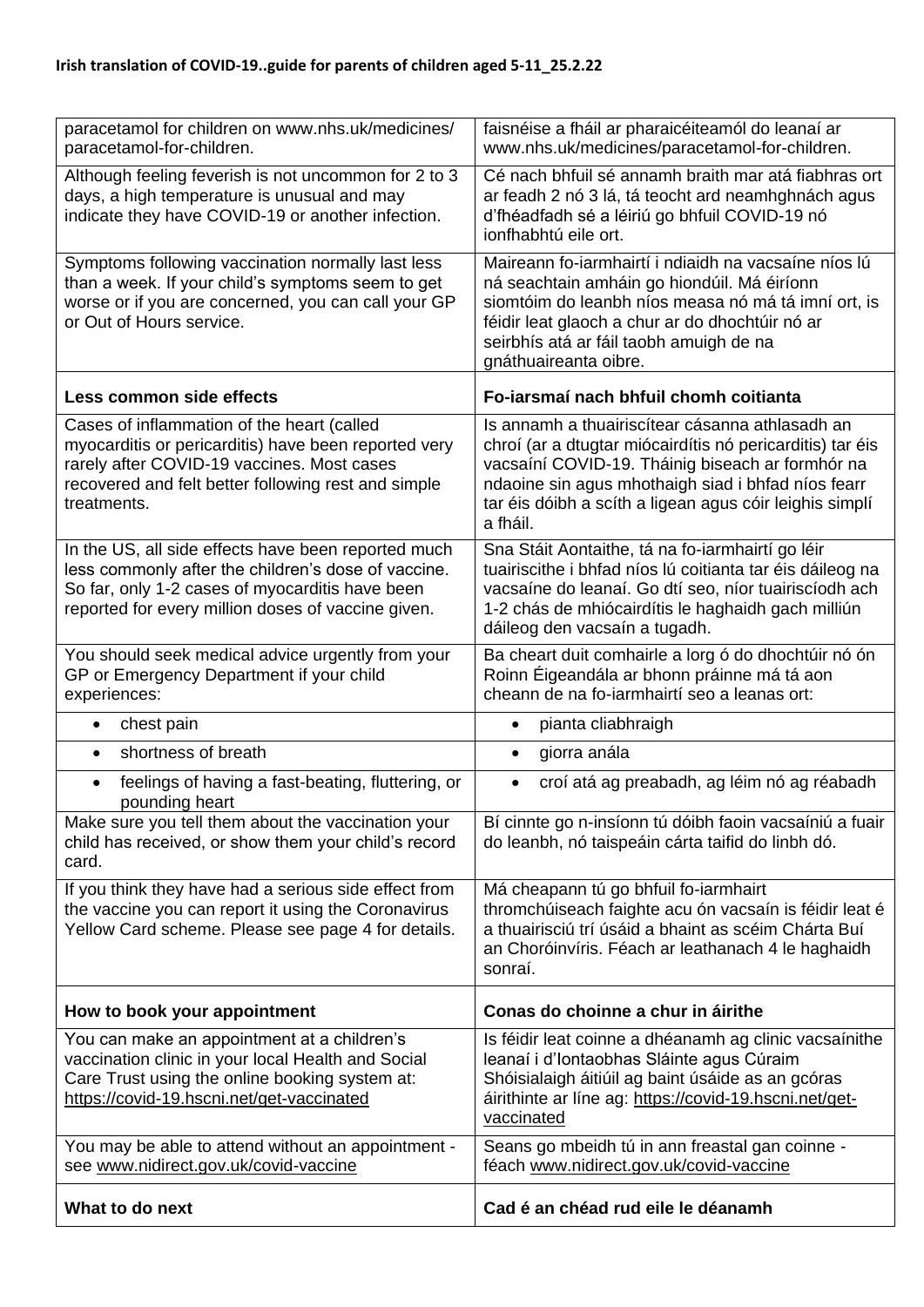**Irish translation of COVID-19..guide for parents of children aged 5-11_25.2.22**

| | |
|---|---|
| paracetamol for children on www.nhs.uk/medicines/ paracetamol-for-children. | faisnéise a fháil ar pharaicéiteamól do leanaí ar www.nhs.uk/medicines/paracetamol-for-children. |
| Although feeling feverish is not uncommon for 2 to 3 days, a high temperature is unusual and may indicate they have COVID-19 or another infection. | Cé nach bhfuil sé annamh braith mar atá fiabhras ort ar feadh 2 nó 3 lá, tá teocht ard neamhghnách agus d'fhéadfadh sé a léiriú go bhfuil COVID-19 nó ionfhabhtú eile ort. |
| Symptoms following vaccination normally last less than a week. If your child's symptoms seem to get worse or if you are concerned, you can call your GP or Out of Hours service. | Maireann fo-iarmhairtí i ndiaidh na vacsaíne níos lú ná seachtain amháin go hiondúil. Má éiríonn siomtóim do leanbh níos measa nó má tá imní ort, is féidir leat glaoch a chur ar do dhochtúir nó ar seirbhís atá ar fáil taobh amuigh de na gnáthuaireanta oibre. |
| **Less common side effects** | **Fo-iarsmaí nach bhfuil chomh coitianta** |
| Cases of inflammation of the heart (called myocarditis or pericarditis) have been reported very rarely after COVID-19 vaccines. Most cases recovered and felt better following rest and simple treatments. | Is annamh a thuairiscítear cásanna athlasadh an chroí (ar a dtugtar miócairdítis nó pericarditis) tar éis vacsaíní COVID-19. Tháinig biseach ar formhór na ndaoine sin agus mhothaigh siad i bhfad níos fearr tar éis dóibh a scíth a ligean agus cóir leighis simplí a fháil. |
| In the US, all side effects have been reported much less commonly after the children's dose of vaccine. So far, only 1-2 cases of myocarditis have been reported for every million doses of vaccine given. | Sna Stáit Aontaithe, tá na fo-iarmhairtí go léir tuairiscithe i bhfad níos lú coitianta tar éis dáileog na vacsaíne do leanaí. Go dtí seo, níor tuairiscíodh ach 1-2 chás de mhiócairdítis le haghaidh gach milliún dáileog den vacsaín a tugadh. |
| You should seek medical advice urgently from your GP or Emergency Department if your child experiences: | Ba cheart duit comhairle a lorg ó do dhochtúir nó ón Roinn Éigeandála ar bhonn práinne má tá aon cheann de na fo-iarmhairtí seo a leanas ort: |
| • chest pain | • pianta cliabhraigh |
| • shortness of breath | • giorra anála |
| • feelings of having a fast-beating, fluttering, or pounding heart | • croí atá ag preabadh, ag léim nó ag réabadh |
| Make sure you tell them about the vaccination your child has received, or show them your child's record card. | Bí cinnte go n-insíonn tú dóibh faoin vacsaíniú a fuair do leanbh, nó taispeáin cárta taifid do linbh dó. |
| If you think they have had a serious side effect from the vaccine you can report it using the Coronavirus Yellow Card scheme. Please see page 4 for details. | Má cheapann tú go bhfuil fo-iarmhairt thromchúiseach faighte acu ón vacsaín is féidir leat é a thuairisciú trí úsáid a bhaint as scéim Chárta Buí an Choróinvíris. Féach ar leathanach 4 le haghaidh sonraí. |
| **How to book your appointment** | **Conas do choinne a chur in áirithe** |
| You can make an appointment at a children's vaccination clinic in your local Health and Social Care Trust using the online booking system at: https://covid-19.hscni.net/get-vaccinated | Is féidir leat coinne a dhéanamh ag clinic vacsaínithe leanaí i d'Iontaobhas Sláinte agus Cúraim Shóisialaigh áitiúil ag baint úsáide as an gcóras áirithinte ar líne ag: https://covid-19.hscni.net/get-vaccinated |
| You may be able to attend without an appointment - see www.nidirect.gov.uk/covid-vaccine | Seans go mbeidh tú in ann freastal gan coinne - féach www.nidirect.gov.uk/covid-vaccine |
| **What to do next** | **Cad é an chéad rud eile le déanamh** |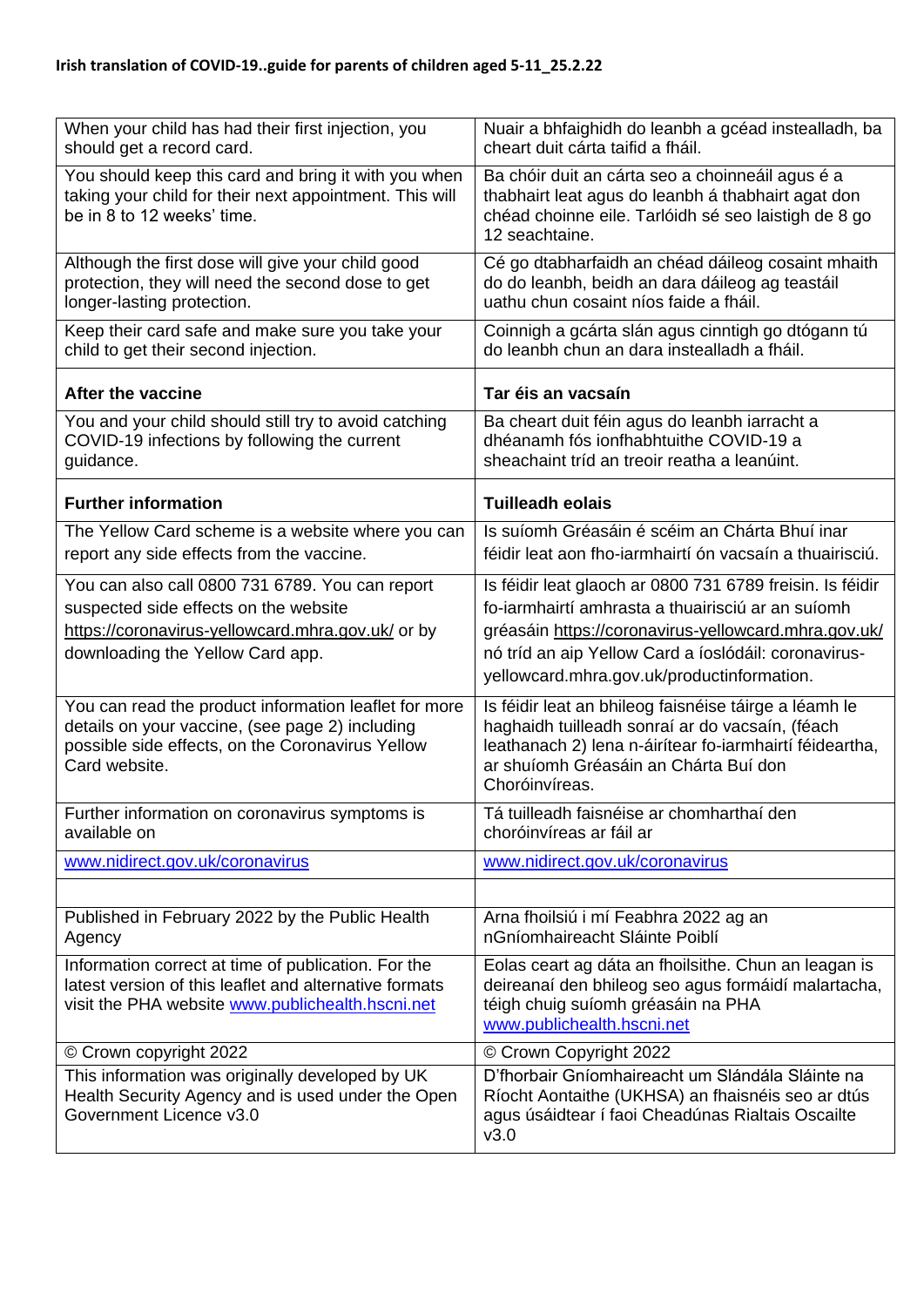**Irish translation of COVID-19..guide for parents of children aged 5-11_25.2.22**

| | |
|---|---|
| When your child has had their first injection, you should get a record card. | Nuair a bhfaighidh do leanbh a gcéad instealladh, ba cheart duit cárta taifid a fháil. |
| You should keep this card and bring it with you when taking your child for their next appointment. This will be in 8 to 12 weeks' time. | Ba chóir duit an cárta seo a choinneáil agus é a thabhairt leat agus do leanbh á thabhairt agat don chéad choinne eile. Tarlóidh sé seo laistigh de 8 go 12 seachtaine. |
| Although the first dose will give your child good protection, they will need the second dose to get longer-lasting protection. | Cé go dtabharfaidh an chéad dáileog cosaint mhaith do do leanbh, beidh an dara dáileog ag teastáil uathu chun cosaint níos faide a fháil. |
| Keep their card safe and make sure you take your child to get their second injection. | Coinnigh a gcárta slán agus cinntigh go dtógann tú do leanbh chun an dara instealladh a fháil. |
| **After the vaccine** | **Tar éis an vacsaín** |
| You and your child should still try to avoid catching COVID-19 infections by following the current guidance. | Ba cheart duit féin agus do leanbh iarracht a dhéanamh fós ionfhabhtuithe COVID-19 a sheachaint tríd an treoir reatha a leanúint. |
| **Further information** | **Tuilleadh eolais** |
| The Yellow Card scheme is a website where you can report any side effects from the vaccine. | Is suíomh Gréasáin é scéim an Chárta Bhuí inar féidir leat aon fho-iarmhairtí ón vacsaín a thuairisciú. |
| You can also call 0800 731 6789. You can report suspected side effects on the website https://coronavirus-yellowcard.mhra.gov.uk/ or by downloading the Yellow Card app. | Is féidir leat glaoch ar 0800 731 6789 freisin. Is féidir fo-iarmhairtí amhrasta a thuairisciú ar an suíomh gréasáin https://coronavirus-yellowcard.mhra.gov.uk/ nó tríd an aip Yellow Card a íoslódáil: coronavirus-yellowcard.mhra.gov.uk/productinformation. |
| You can read the product information leaflet for more details on your vaccine, (see page 2) including possible side effects, on the Coronavirus Yellow Card website. | Is féidir leat an bhileog faisnéise táirge a léamh le haghaidh tuilleadh sonraí ar do vacsaín, (féach leathanach 2) lena n-áirítear fo-iarmhairtí féideartha, ar shuíomh Gréasáin an Chárta Buí don Choróinvíreas. |
| Further information on coronavirus symptoms is available on | Tá tuilleadh faisnéise ar chomharthaí den choróinvíreas ar fáil ar |
| www.nidirect.gov.uk/coronavirus | www.nidirect.gov.uk/coronavirus |
| | |
| Published in February 2022 by the Public Health Agency | Arna fhoilsiú i mí Feabhra 2022 ag an nGníomhaireacht Sláinte Poiblí |
| Information correct at time of publication. For the latest version of this leaflet and alternative formats visit the PHA website www.publichealth.hscni.net | Eolas ceart ag dáta an fhoilsithe. Chun an leagan is deireanaí den bhileog seo agus formáidí malartacha, téigh chuig suíomh gréasáin na PHA www.publichealth.hscni.net |
| © Crown copyright 2022 | © Crown Copyright 2022 |
| This information was originally developed by UK Health Security Agency and is used under the Open Government Licence v3.0 | D'fhorbair Gníomhaireacht um Slándála Sláinte na Ríocht Aontaithe (UKHSA) an fhaisnéis seo ar dtús agus úsáidtear í faoi Cheadúnas Rialtais Oscailte v3.0 |